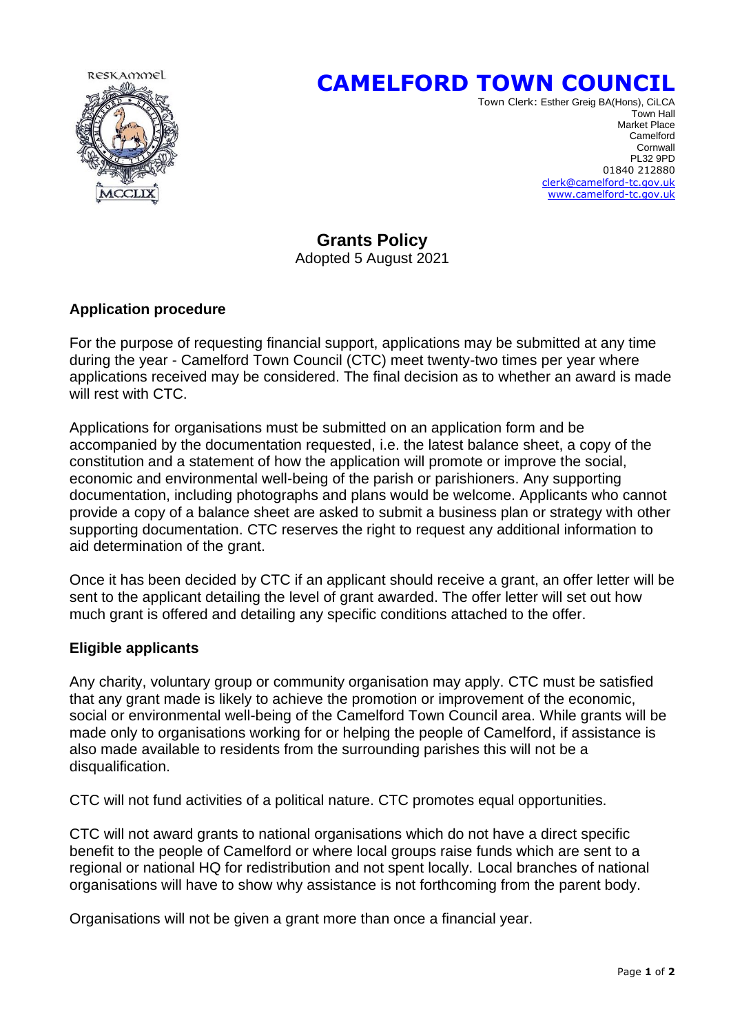# CAMELFORD TOWN COUNCIL

Town Clerk: Esther Greig BA(Hons), CiLCA
Town Hall
Market Place
Camelford
Cornwall
PL32 9PD
01840 212880
clerk@camelford-tc.gov.uk
www.camelford-tc.gov.uk

## Grants Policy

Adopted 5 August 2021

### Application procedure

For the purpose of requesting financial support, applications may be submitted at any time during the year - Camelford Town Council (CTC) meet twenty-two times per year where applications received may be considered. The final decision as to whether an award is made will rest with CTC.

Applications for organisations must be submitted on an application form and be accompanied by the documentation requested, i.e. the latest balance sheet, a copy of the constitution and a statement of how the application will promote or improve the social, economic and environmental well-being of the parish or parishioners. Any supporting documentation, including photographs and plans would be welcome. Applicants who cannot provide a copy of a balance sheet are asked to submit a business plan or strategy with other supporting documentation. CTC reserves the right to request any additional information to aid determination of the grant.

Once it has been decided by CTC if an applicant should receive a grant, an offer letter will be sent to the applicant detailing the level of grant awarded. The offer letter will set out how much grant is offered and detailing any specific conditions attached to the offer.

### Eligible applicants

Any charity, voluntary group or community organisation may apply. CTC must be satisfied that any grant made is likely to achieve the promotion or improvement of the economic, social or environmental well-being of the Camelford Town Council area. While grants will be made only to organisations working for or helping the people of Camelford, if assistance is also made available to residents from the surrounding parishes this will not be a disqualification.

CTC will not fund activities of a political nature. CTC promotes equal opportunities.

CTC will not award grants to national organisations which do not have a direct specific benefit to the people of Camelford or where local groups raise funds which are sent to a regional or national HQ for redistribution and not spent locally. Local branches of national organisations will have to show why assistance is not forthcoming from the parent body.

Organisations will not be given a grant more than once a financial year.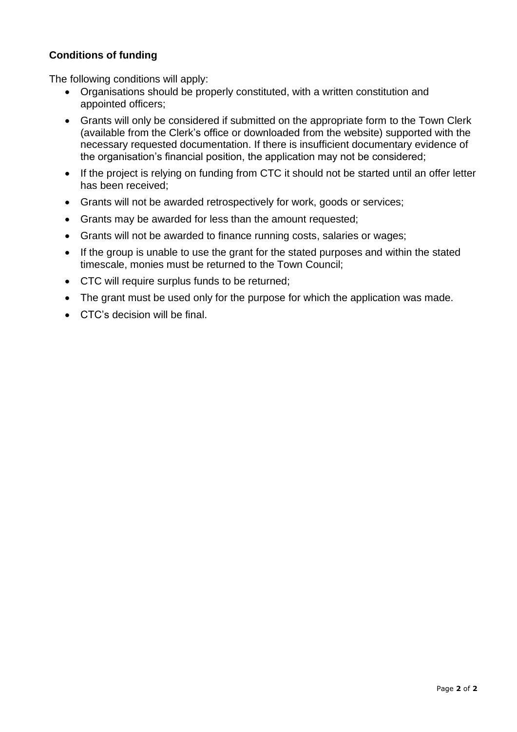## Conditions of funding

The following conditions will apply:

- Organisations should be properly constituted, with a written constitution and appointed officers;
- Grants will only be considered if submitted on the appropriate form to the Town Clerk (available from the Clerk's office or downloaded from the website) supported with the necessary requested documentation. If there is insufficient documentary evidence of the organisation's financial position, the application may not be considered;
- If the project is relying on funding from CTC it should not be started until an offer letter has been received;
- Grants will not be awarded retrospectively for work, goods or services;
- Grants may be awarded for less than the amount requested;
- Grants will not be awarded to finance running costs, salaries or wages;
- If the group is unable to use the grant for the stated purposes and within the stated timescale, monies must be returned to the Town Council;
- CTC will require surplus funds to be returned;
- The grant must be used only for the purpose for which the application was made.
- CTC's decision will be final.